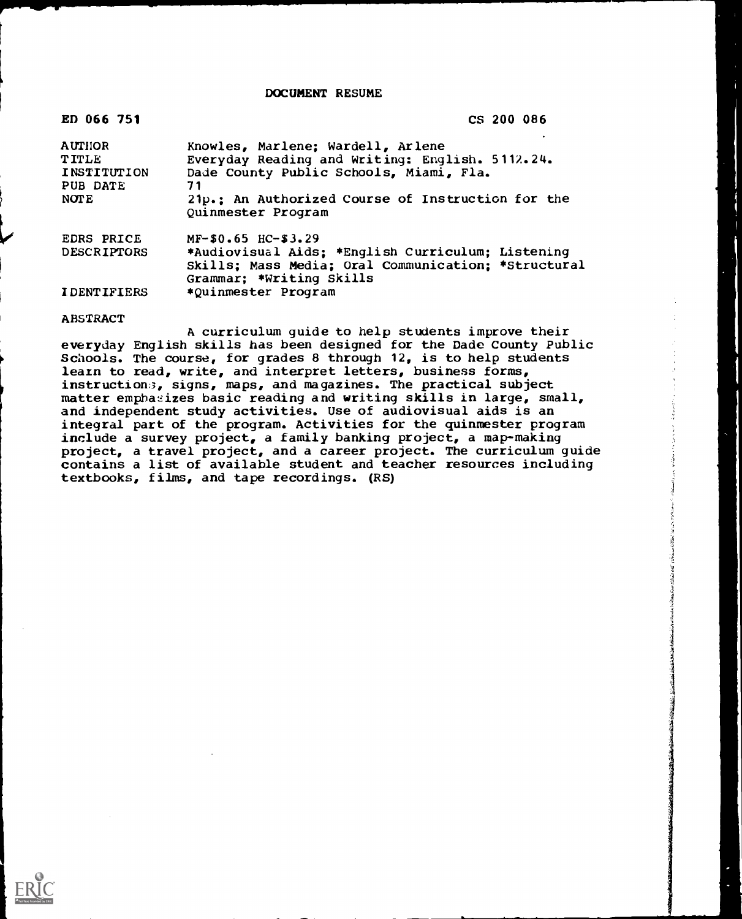# DOCUMENT RESUME

ED 066 751 CS 200 086

| | |
|---|---|
| AUTHOR | Knowles, Marlene; Wardell, Arlene |
| TITLE | Everyday Reading and Writing: English. 5112.24. |
| INSTITUTION | Dade County Public Schools, Miami, Fla. |
| PUB DATE | 71 |
| NOTE | 21p.; An Authorized Course of Instruction for the Quinmester Program |
| EDRS PRICE | MF-$0.65 HC-$3.29 |
| DESCRIPTORS | *Audiovisual Aids; *English Curriculum; Listening Skills; Mass Media; Oral Communication; *Structural Grammar; *Writing Skills |
| IDENTIFIERS | *Quinmester Program |

ABSTRACT

A curriculum guide to help students improve their everyday English skills has been designed for the Dade County Public Schools. The course, for grades 8 through 12, is to help students learn to read, write, and interpret letters, business forms, instructions, signs, maps, and magazines. The practical subject matter emphasizes basic reading and writing skills in large, small, and independent study activities. Use of audiovisual aids is an integral part of the program. Activities for the quinmester program include a survey project, a family banking project, a map-making project, a travel project, and a career project. The curriculum guide contains a list of available student and teacher resources including textbooks, films, and tape recordings. (RS)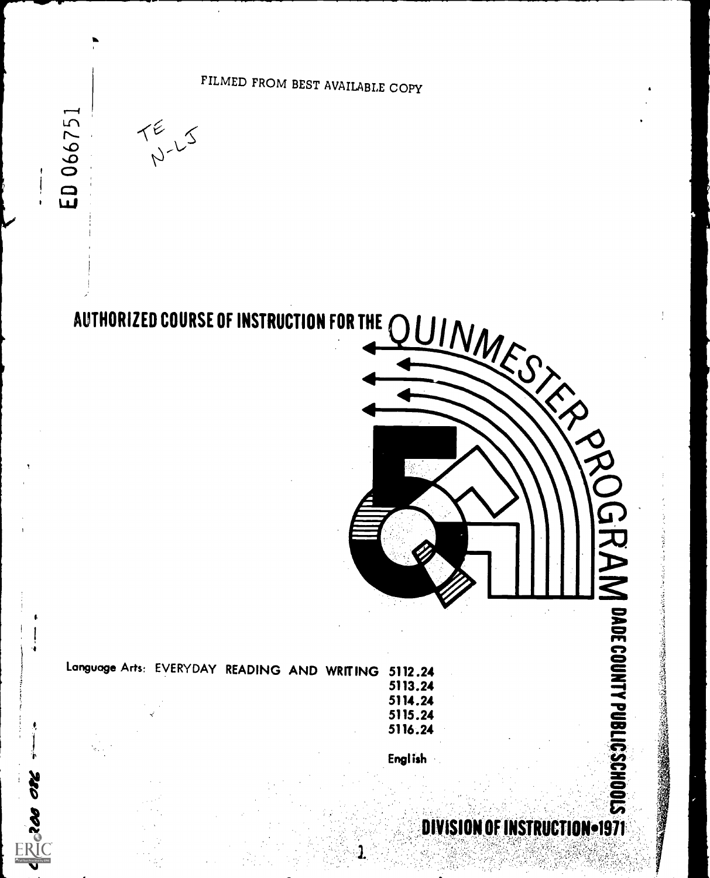FILMED FROM BEST AVAILABLE COPY

ED 066751

# AUTHORIZED COURSE OF INSTRUCTION FOR THE QUINMESTER PROGRAM

Language Arts: EVERYDAY READING AND WRITING 5112.24
5113.24
5114.24
5115.24
5116.24

English

DADE COUNTY PUBLIC SCHOOLS

DIVISION OF INSTRUCTION•1971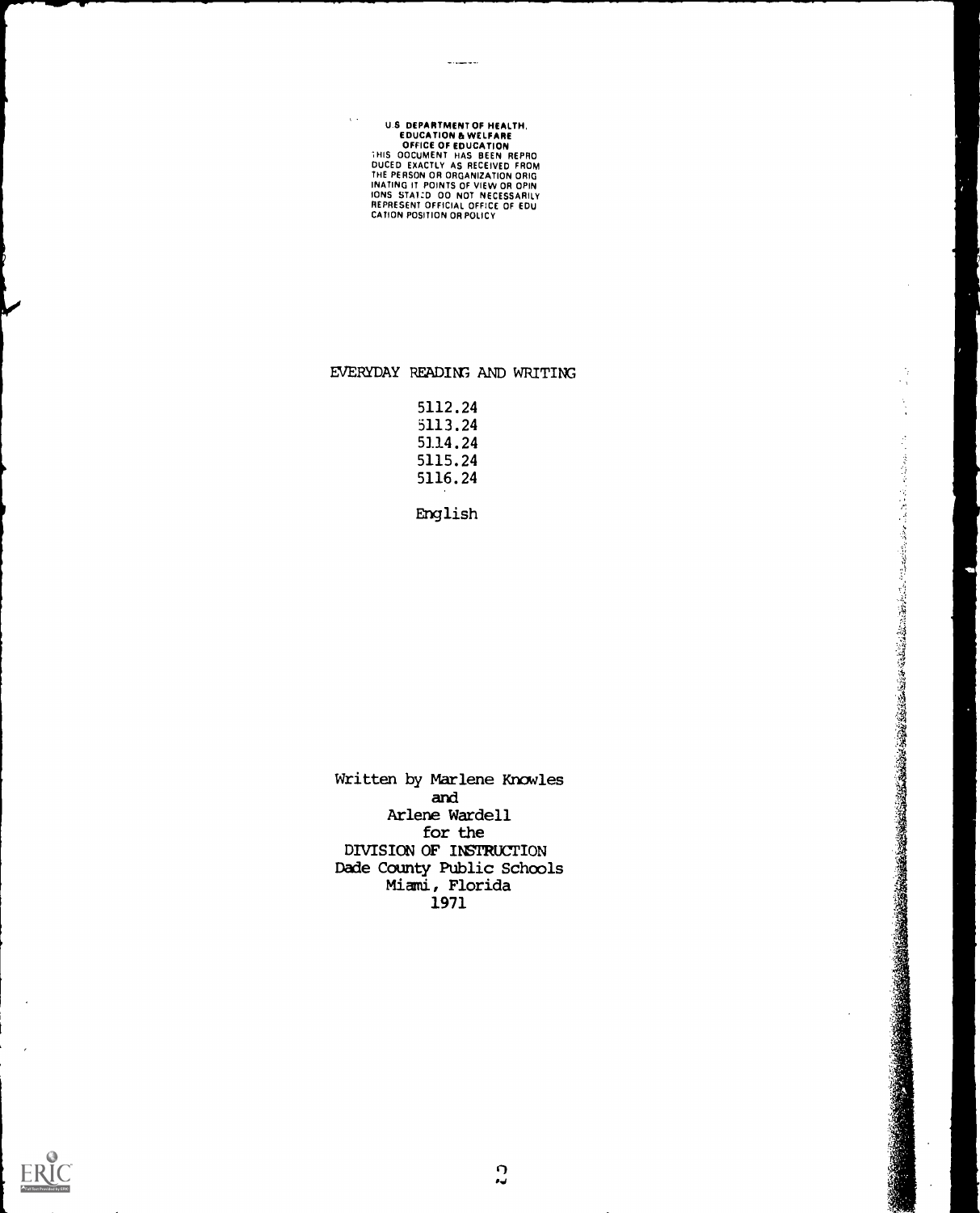U.S. DEPARTMENT OF HEALTH, EDUCATION & WELFARE
OFFICE OF EDUCATION
THIS DOCUMENT HAS BEEN REPRODUCED EXACTLY AS RECEIVED FROM THE PERSON OR ORGANIZATION ORIGINATING IT. POINTS OF VIEW OR OPINIONS STATED DO NOT NECESSARILY REPRESENT OFFICIAL OFFICE OF EDUCATION POSITION OR POLICY

# EVERYDAY READING AND WRITING

5112.24
5113.24
5114.24
5115.24
5116.24

English

Written by Marlene Knowles
and
Arlene Wardell
for the
DIVISION OF INSTRUCTION
Dade County Public Schools
Miami, Florida
1971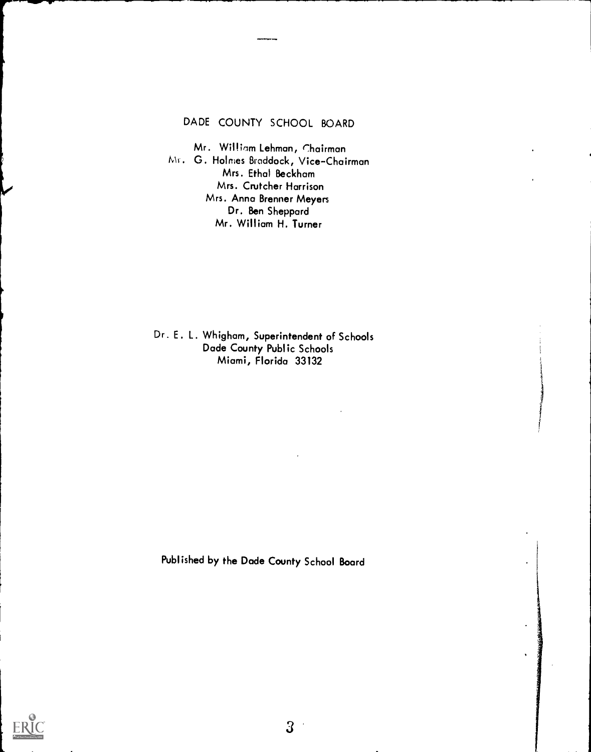## DADE COUNTY SCHOOL BOARD

Mr. William Lehman, Chairman
Mr. G. Holmes Braddock, Vice-Chairman
Mrs. Ethal Beckham
Mrs. Crutcher Harrison
Mrs. Anna Brenner Meyers
Dr. Ben Sheppard
Mr. William H. Turner

Dr. E. L. Whigham, Superintendent of Schools
Dade County Public Schools
Miami, Florida 33132

Published by the Dade County School Board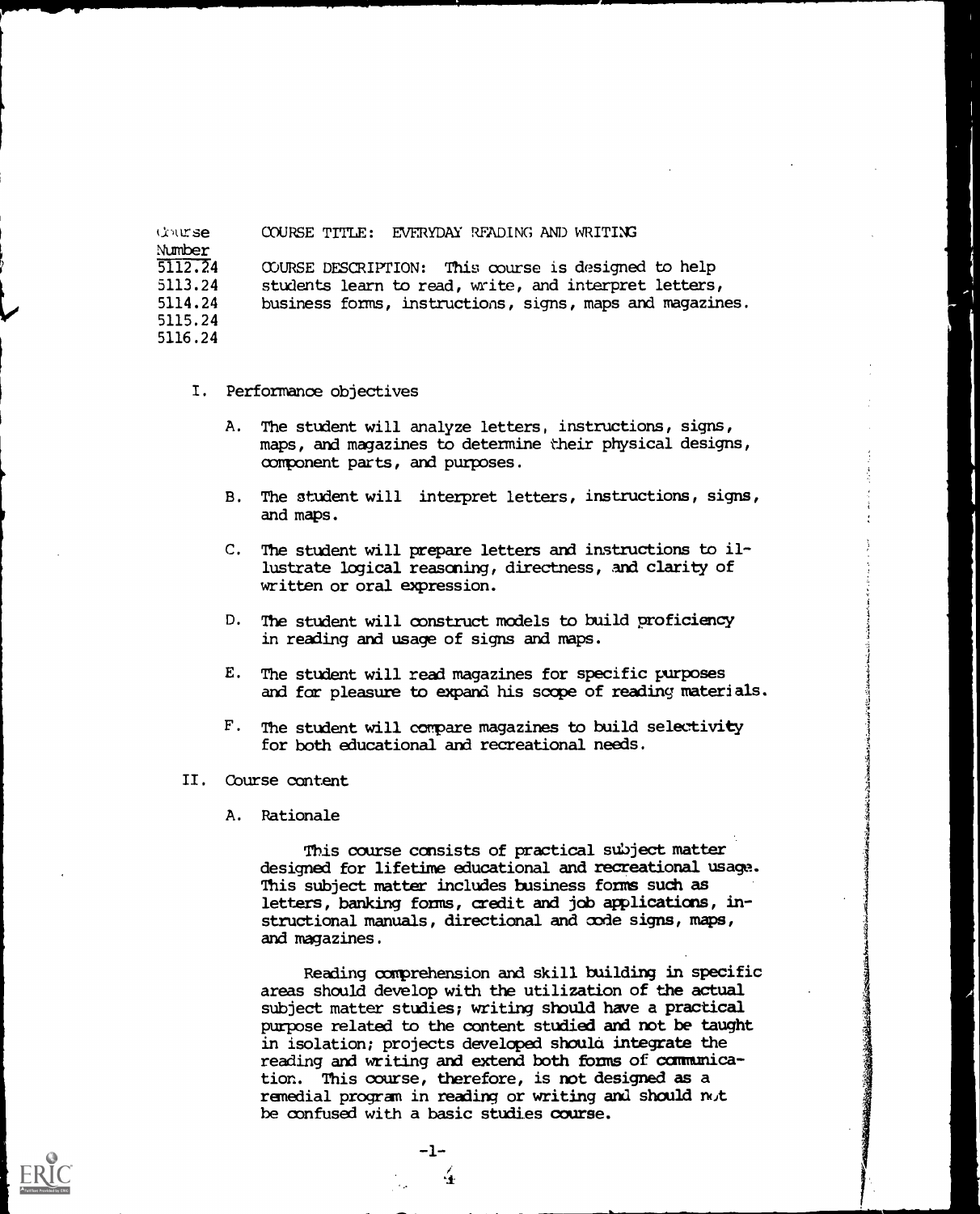Course Number: 5112.24, 5113.24, 5114.24, 5115.24, 5116.24

COURSE TITLE: EVERYDAY READING AND WRITING

COURSE DESCRIPTION: This course is designed to help students learn to read, write, and interpret letters, business forms, instructions, signs, maps and magazines.

I. Performance objectives

   A. The student will analyze letters, instructions, signs, maps, and magazines to determine their physical designs, component parts, and purposes.

   B. The student will interpret letters, instructions, signs, and maps.

   C. The student will prepare letters and instructions to illustrate logical reasoning, directness, and clarity of written or oral expression.

   D. The student will construct models to build proficiency in reading and usage of signs and maps.

   E. The student will read magazines for specific purposes and for pleasure to expand his scope of reading materials.

   F. The student will compare magazines to build selectivity for both educational and recreational needs.

II. Course content

   A. Rationale

      This course consists of practical subject matter designed for lifetime educational and recreational usage. This subject matter includes business forms such as letters, banking forms, credit and job applications, instructional manuals, directional and code signs, maps, and magazines.

      Reading comprehension and skill building in specific areas should develop with the utilization of the actual subject matter studies; writing should have a practical purpose related to the content studied and not be taught in isolation; projects developed should integrate the reading and writing and extend both forms of communication. This course, therefore, is not designed as a remedial program in reading or writing and should not be confused with a basic studies course.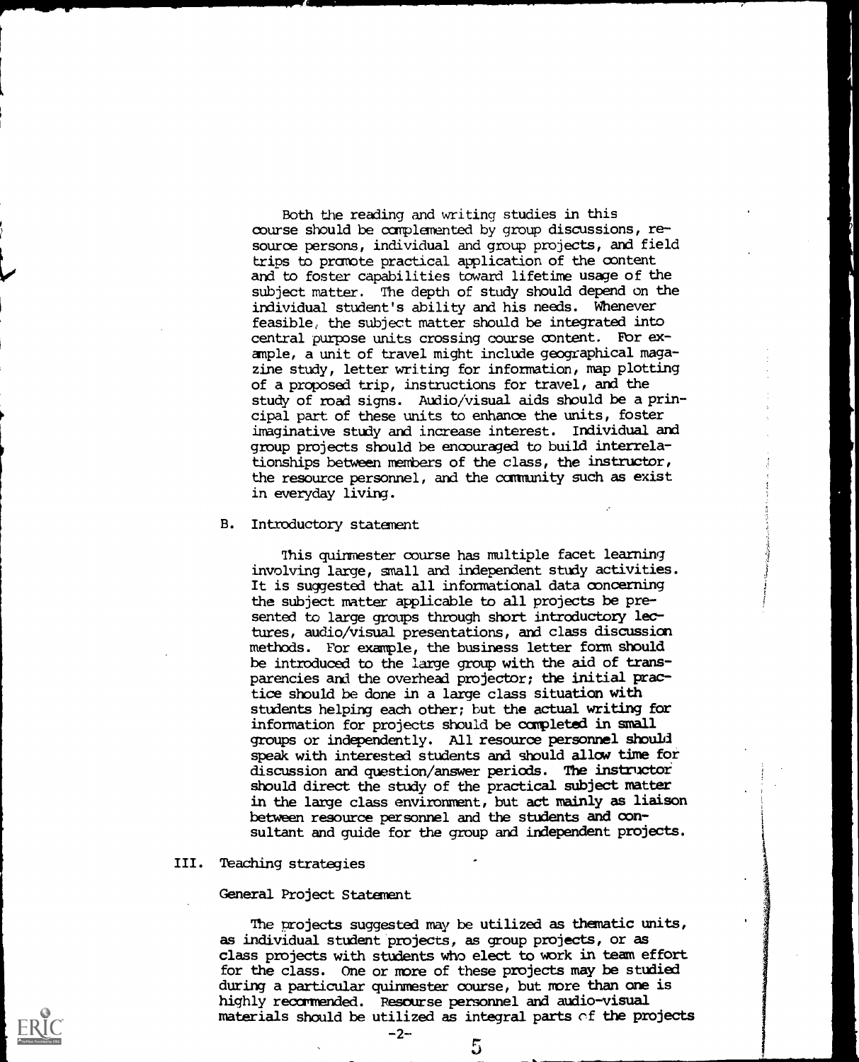Both the reading and writing studies in this course should be complemented by group discussions, resource persons, individual and group projects, and field trips to promote practical application of the content and to foster capabilities toward lifetime usage of the subject matter. The depth of study should depend on the individual student's ability and his needs. Whenever feasible, the subject matter should be integrated into central purpose units crossing course content. For example, a unit of travel might include geographical magazine study, letter writing for information, map plotting of a proposed trip, instructions for travel, and the study of road signs. Audio/visual aids should be a principal part of these units to enhance the units, foster imaginative study and increase interest. Individual and group projects should be encouraged to build interrelationships between members of the class, the instructor, the resource personnel, and the community such as exist in everyday living.

B. Introductory statement

This quinmester course has multiple facet learning involving large, small and independent study activities. It is suggested that all informational data concerning the subject matter applicable to all projects be presented to large groups through short introductory lectures, audio/visual presentations, and class discussion methods. For example, the business letter form should be introduced to the large group with the aid of transparencies and the overhead projector; the initial practice should be done in a large class situation with students helping each other; but the actual writing for information for projects should be completed in small groups or independently. All resource personnel should speak with interested students and should allow time for discussion and question/answer periods. The instructor should direct the study of the practical subject matter in the large class environment, but act mainly as liaison between resource personnel and the students and consultant and guide for the group and independent projects.

## III. Teaching strategies

General Project Statement

The projects suggested may be utilized as thematic units, as individual student projects, as group projects, or as class projects with students who elect to work in team effort for the class. One or more of these projects may be studied during a particular quinmester course, but more than one is highly recommended. Resourse personnel and audio-visual materials should be utilized as integral parts of the projects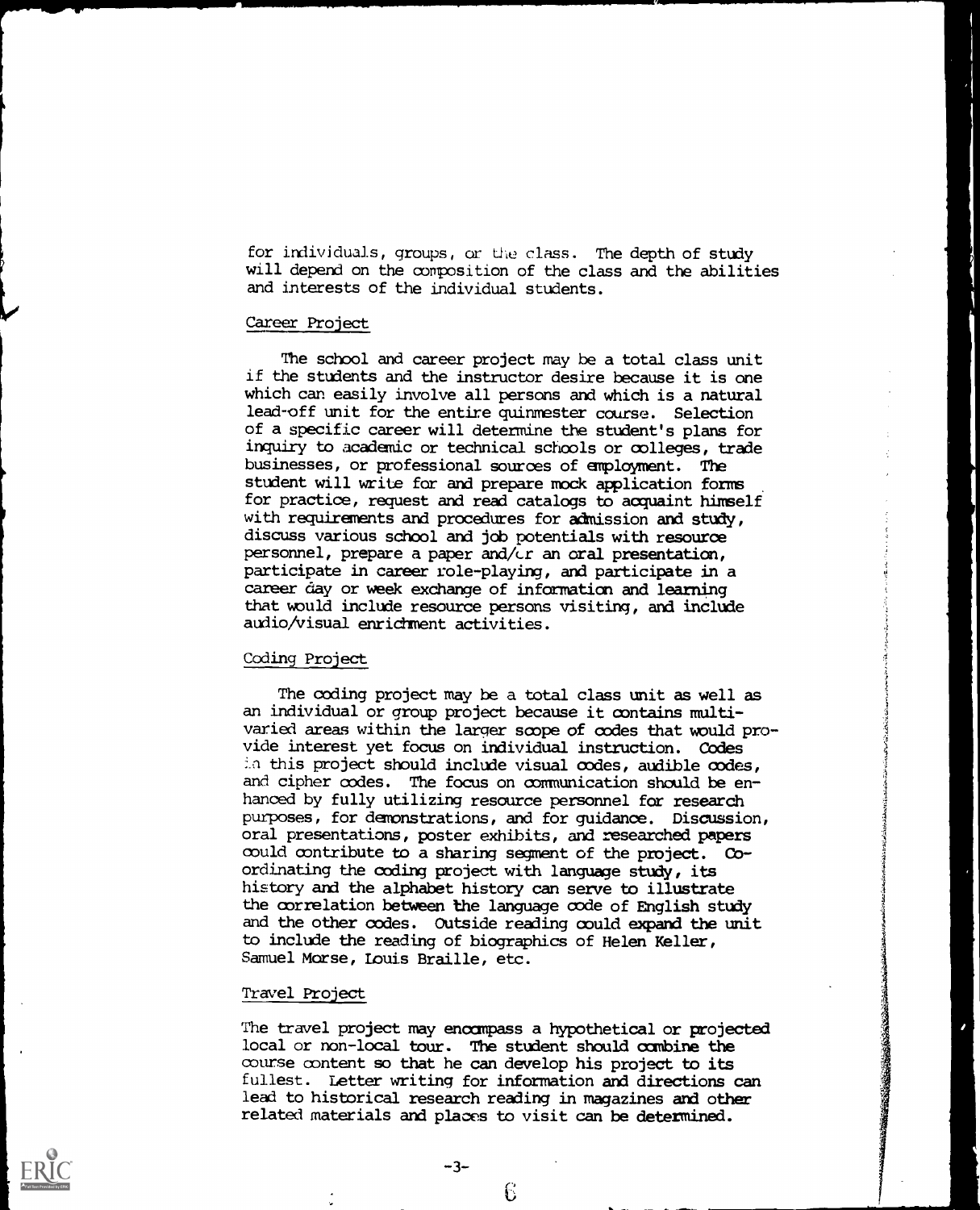for individuals, groups, or the class. The depth of study will depend on the composition of the class and the abilities and interests of the individual students.

Career Project

The school and career project may be a total class unit if the students and the instructor desire because it is one which can easily involve all persons and which is a natural lead-off unit for the entire quinmester course. Selection of a specific career will determine the student's plans for inquiry to academic or technical schools or colleges, trade businesses, or professional sources of employment. The student will write for and prepare mock application forms for practice, request and read catalogs to acquaint himself with requirements and procedures for admission and study, discuss various school and job potentials with resource personnel, prepare a paper and/or an oral presentation, participate in career role-playing, and participate in a career day or week exchange of information and learning that would include resource persons visiting, and include audio/visual enrichment activities.

Coding Project

The coding project may be a total class unit as well as an individual or group project because it contains multi-varied areas within the larger scope of codes that would provide interest yet focus on individual instruction. Codes in this project should include visual codes, audible codes, and cipher codes. The focus on communication should be enhanced by fully utilizing resource personnel for research purposes, for demonstrations, and for guidance. Discussion, oral presentations, poster exhibits, and researched papers could contribute to a sharing segment of the project. Coordinating the coding project with language study, its history and the alphabet history can serve to illustrate the correlation between the language code of English study and the other codes. Outside reading could expand the unit to include the reading of biographies of Helen Keller, Samuel Morse, Louis Braille, etc.

Travel Project

The travel project may encompass a hypothetical or projected local or non-local tour. The student should combine the course content so that he can develop his project to its fullest. Letter writing for information and directions can lead to historical research reading in magazines and other related materials and places to visit can be determined.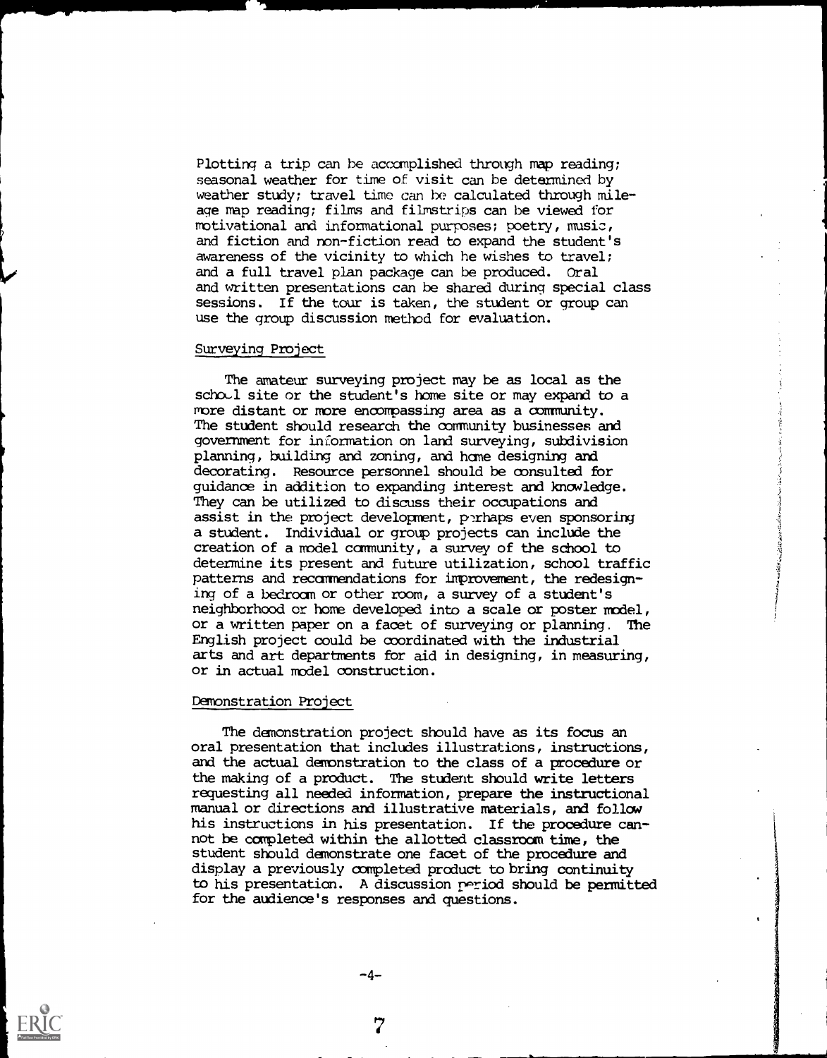Plotting a trip can be accomplished through map reading; seasonal weather for time of visit can be determined by weather study; travel time can be calculated through mileage map reading; films and filmstrips can be viewed for motivational and informational purposes; poetry, music, and fiction and non-fiction read to expand the student's awareness of the vicinity to which he wishes to travel; and a full travel plan package can be produced. Oral and written presentations can be shared during special class sessions. If the tour is taken, the student or group can use the group discussion method for evaluation.

## Surveying Project

The amateur surveying project may be as local as the school site or the student's home site or may expand to a more distant or more encompassing area as a community. The student should research the community businesses and government for information on land surveying, subdivision planning, building and zoning, and home designing and decorating. Resource personnel should be consulted for guidance in addition to expanding interest and knowledge. They can be utilized to discuss their occupations and assist in the project development, perhaps even sponsoring a student. Individual or group projects can include the creation of a model community, a survey of the school to determine its present and future utilization, school traffic patterns and recommendations for improvement, the redesigning of a bedroom or other room, a survey of a student's neighborhood or home developed into a scale or poster model, or a written paper on a facet of surveying or planning. The English project could be coordinated with the industrial arts and art departments for aid in designing, in measuring, or in actual model construction.

## Demonstration Project

The demonstration project should have as its focus an oral presentation that includes illustrations, instructions, and the actual demonstration to the class of a procedure or the making of a product. The student should write letters requesting all needed information, prepare the instructional manual or directions and illustrative materials, and follow his instructions in his presentation. If the procedure cannot be completed within the allotted classroom time, the student should demonstrate one facet of the procedure and display a previously completed product to bring continuity to his presentation. A discussion period should be permitted for the audience's responses and questions.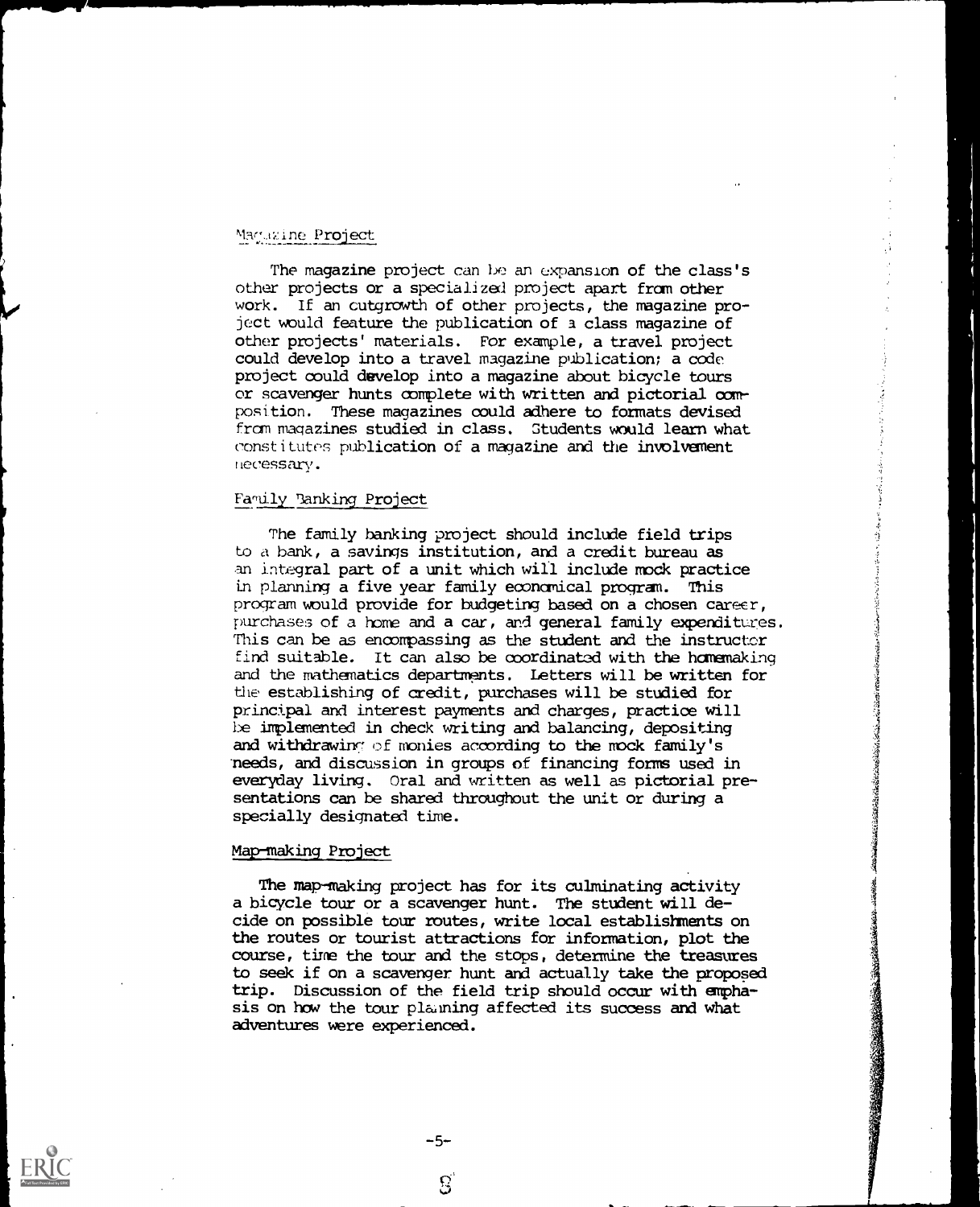### Magazine Project

The magazine project can be an expansion of the class's other projects or a specialized project apart from other work. If an outgrowth of other projects, the magazine project would feature the publication of a class magazine of other projects' materials. For example, a travel project could develop into a travel magazine publication; a code project could develop into a magazine about bicycle tours or scavenger hunts complete with written and pictorial composition. These magazines could adhere to formats devised from magazines studied in class. Students would learn what constitutes publication of a magazine and the involvement necessary.

### Family Banking Project

The family banking project should include field trips to a bank, a savings institution, and a credit bureau as an integral part of a unit which will include mock practice in planning a five year family economical program. This program would provide for budgeting based on a chosen career, purchases of a home and a car, and general family expenditures. This can be as encompassing as the student and the instructor find suitable. It can also be coordinated with the homemaking and the mathematics departments. Letters will be written for the establishing of credit, purchases will be studied for principal and interest payments and charges, practice will be implemented in check writing and balancing, depositing and withdrawing of monies according to the mock family's needs, and discussion in groups of financing forms used in everyday living. Oral and written as well as pictorial presentations can be shared throughout the unit or during a specially designated time.

### Map-making Project

The map-making project has for its culminating activity a bicycle tour or a scavenger hunt. The student will decide on possible tour routes, write local establishments on the routes or tourist attractions for information, plot the course, time the tour and the stops, determine the treasures to seek if on a scavenger hunt and actually take the proposed trip. Discussion of the field trip should occur with emphasis on how the tour planning affected its success and what adventures were experienced.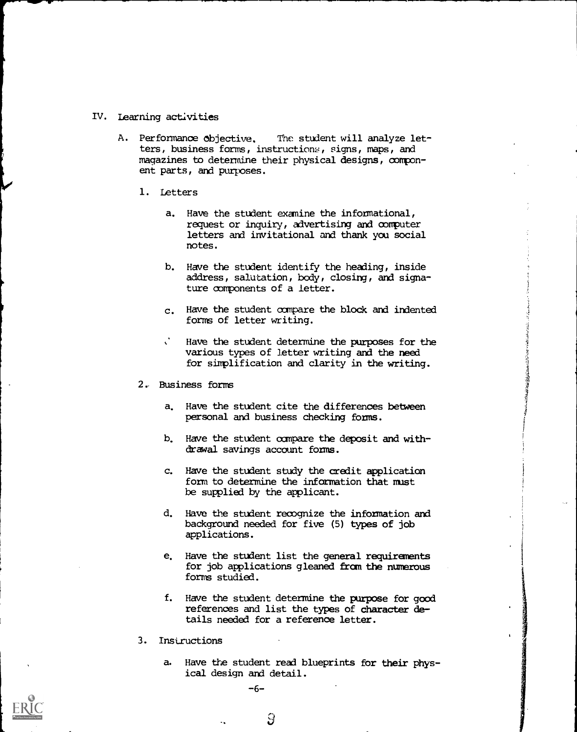IV. Learning activities

A. Performance objective. The student will analyze letters, business forms, instructions, signs, maps, and magazines to determine their physical designs, component parts, and purposes.

1. Letters

   a. Have the student examine the informational, request or inquiry, advertising and computer letters and invitational and thank you social notes.

   b. Have the student identify the heading, inside address, salutation, body, closing, and signature components of a letter.

   c. Have the student compare the block and indented forms of letter writing.

   d. Have the student determine the purposes for the various types of letter writing and the need for simplification and clarity in the writing.

2. Business forms

   a. Have the student cite the differences between personal and business checking forms.

   b. Have the student compare the deposit and withdrawal savings account forms.

   c. Have the student study the credit application form to determine the information that must be supplied by the applicant.

   d. Have the student recognize the information and background needed for five (5) types of job applications.

   e. Have the student list the general requirements for job applications gleaned from the numerous forms studied.

   f. Have the student determine the purpose for good references and list the types of character details needed for a reference letter.

3. Instructions

   a. Have the student read blueprints for their physical design and detail.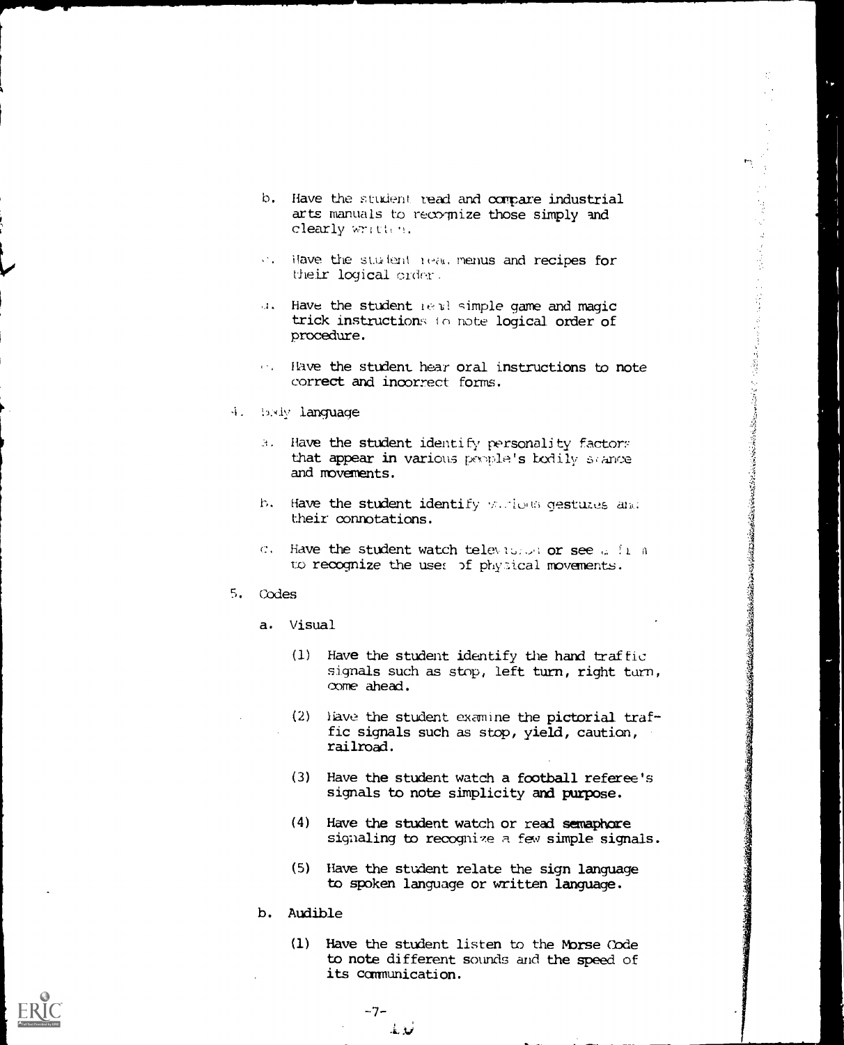b. Have the student read and compare industrial arts manuals to recognize those simply and clearly written.

c. Have the student read menus and recipes for their logical order.

d. Have the student read simple game and magic trick instructions to note logical order of procedure.

e. Have the student hear oral instructions to note correct and incorrect forms.

4. Body language

   a. Have the student identify personality factors that appear in various people's bodily stance and movements.

   b. Have the student identify various gestures and their connotations.

   c. Have the student watch television or see a film to recognize the uses of physical movements.

5. Codes

   a. Visual

      (1) Have the student identify the hand traffic signals such as stop, left turn, right turn, come ahead.

      (2) Have the student examine the pictorial traffic signals such as stop, yield, caution, railroad.

      (3) Have the student watch a football referee's signals to note simplicity and purpose.

      (4) Have the student watch or read semaphore signaling to recognize a few simple signals.

      (5) Have the student relate the sign language to spoken language or written language.

   b. Audible

      (1) Have the student listen to the Morse Code to note different sounds and the speed of its communication.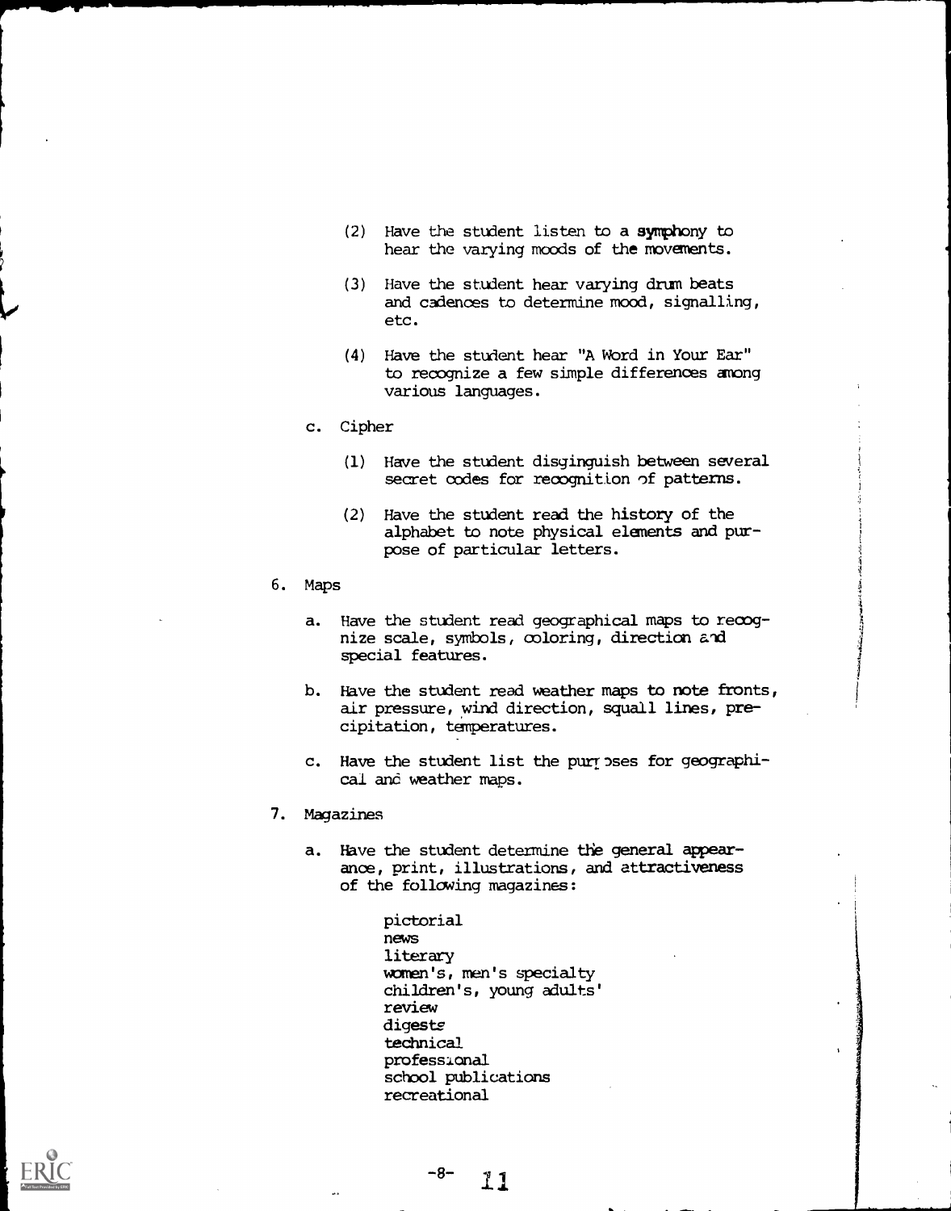(2) Have the student listen to a symphony to hear the varying moods of the movements.

(3) Have the student hear varying drum beats and cadences to determine mood, signalling, etc.

(4) Have the student hear "A Word in Your Ear" to recognize a few simple differences among various languages.

c. Cipher

(1) Have the student disginguish between several secret codes for recognition of patterns.

(2) Have the student read the history of the alphabet to note physical elements and purpose of particular letters.

6. Maps

a. Have the student read geographical maps to recognize scale, symbols, coloring, direction and special features.

b. Have the student read weather maps to note fronts, air pressure, wind direction, squall lines, precipitation, temperatures.

c. Have the student list the purposes for geographical and weather maps.

7. Magazines

a. Have the student determine the general appearance, print, illustrations, and attractiveness of the following magazines:

pictorial
news
literary
women's, men's specialty
children's, young adults'
review
digests
technical
professional
school publications
recreational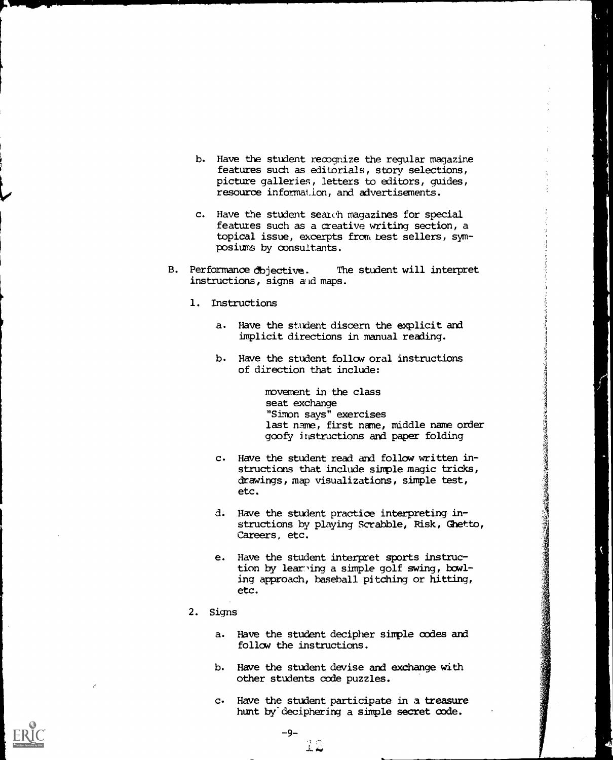b. Have the student recognize the regular magazine features such as editorials, story selections, picture galleries, letters to editors, guides, resource information, and advertisements.

c. Have the student search magazines for special features such as a creative writing section, a topical issue, excerpts from best sellers, symposiums by consultants.

B. Performance objective. The student will interpret instructions, signs and maps.

1. Instructions

   a. Have the student discern the explicit and implicit directions in manual reading.

   b. Have the student follow oral instructions of direction that include:

      movement in the class
      seat exchange
      "Simon says" exercises
      last name, first name, middle name order
      goofy instructions and paper folding

   c. Have the student read and follow written instructions that include simple magic tricks, drawings, map visualizations, simple test, etc.

   d. Have the student practice interpreting instructions by playing Scrabble, Risk, Ghetto, Careers, etc.

   e. Have the student interpret sports instruction by learning a simple golf swing, bowling approach, baseball pitching or hitting, etc.

2. Signs

   a. Have the student decipher simple codes and follow the instructions.

   b. Have the student devise and exchange with other students code puzzles.

   c. Have the student participate in a treasure hunt by deciphering a simple secret code.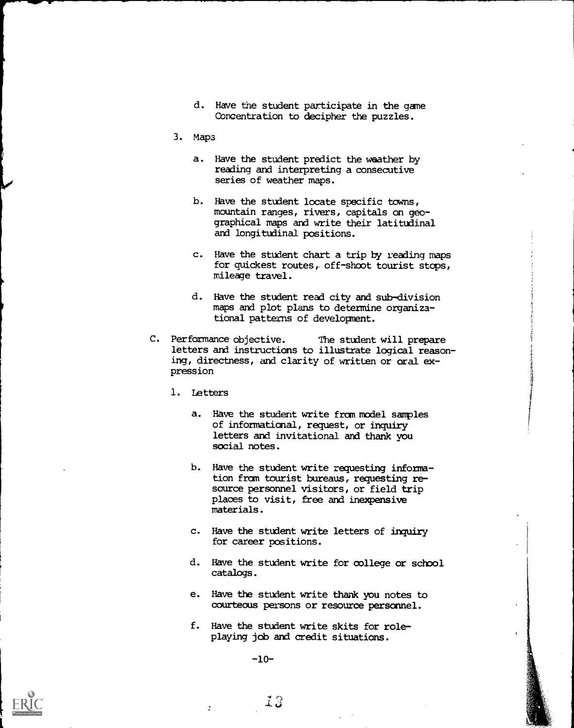d. Have the student participate in the game Concentration to decipher the puzzles.

3. Maps

   a. Have the student predict the weather by reading and interpreting a consecutive series of weather maps.

   b. Have the student locate specific towns, mountain ranges, rivers, capitals on geographical maps and write their latitudinal and longitudinal positions.

   c. Have the student chart a trip by reading maps for quickest routes, off-shoot tourist stops, mileage travel.

   d. Have the student read city and sub-division maps and plot plans to determine organizational patterns of development.

C. Performance objective. The student will prepare letters and instructions to illustrate logical reasoning, directness, and clarity of written or oral expression

1. Letters

   a. Have the student write from model samples of informational, request, or inquiry letters and invitational and thank you social notes.

   b. Have the student write requesting information from tourist bureaus, requesting resource personnel visitors, or field trip places to visit, free and inexpensive materials.

   c. Have the student write letters of inquiry for career positions.

   d. Have the student write for college or school catalogs.

   e. Have the student write thank you notes to courteous persons or resource personnel.

   f. Have the student write skits for role-playing job and credit situations.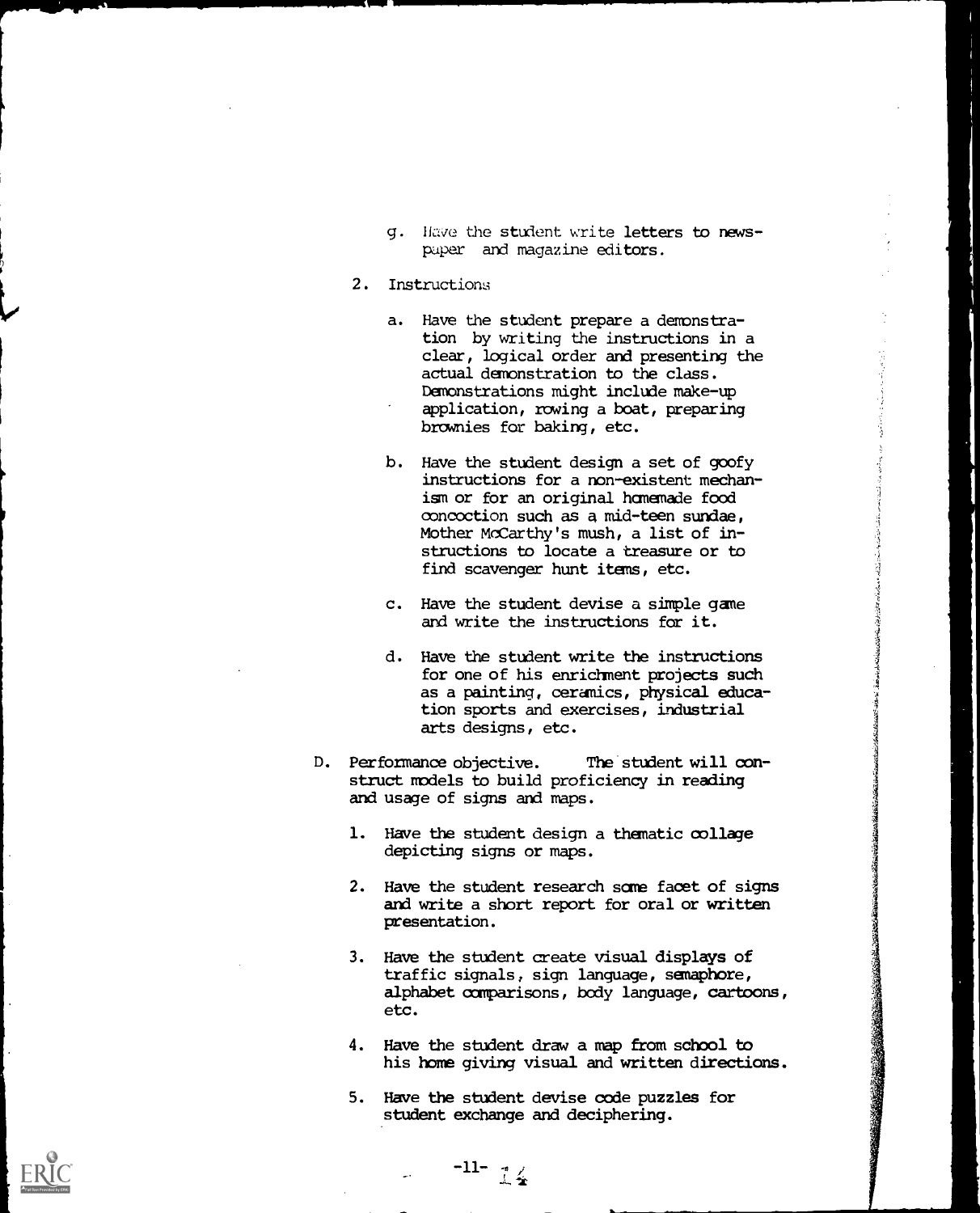g. Have the student write letters to newspaper and magazine editors.

2. Instructions

   a. Have the student prepare a demonstration by writing the instructions in a clear, logical order and presenting the actual demonstration to the class. Demonstrations might include make-up application, rowing a boat, preparing brownies for baking, etc.

   b. Have the student design a set of goofy instructions for a non-existent mechanism or for an original homemade food concoction such as a mid-teen sundae, Mother McCarthy's mush, a list of instructions to locate a treasure or to find scavenger hunt items, etc.

   c. Have the student devise a simple game and write the instructions for it.

   d. Have the student write the instructions for one of his enrichment projects such as a painting, ceramics, physical education sports and exercises, industrial arts designs, etc.

D. Performance objective. The student will construct models to build proficiency in reading and usage of signs and maps.

   1. Have the student design a thematic collage depicting signs or maps.

   2. Have the student research some facet of signs and write a short report for oral or written presentation.

   3. Have the student create visual displays of traffic signals, sign language, semaphore, alphabet comparisons, body language, cartoons, etc.

   4. Have the student draw a map from school to his home giving visual and written directions.

   5. Have the student devise code puzzles for student exchange and deciphering.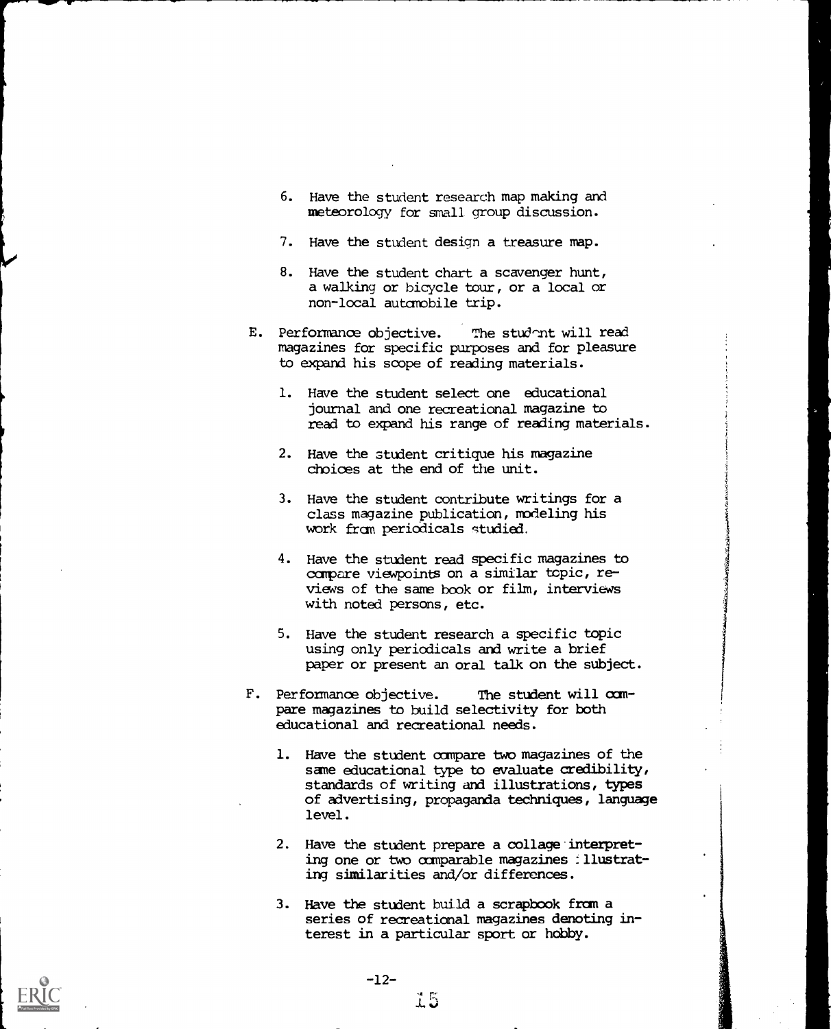6. Have the student research map making and meteorology for small group discussion.

7. Have the student design a treasure map.

8. Have the student chart a scavenger hunt, a walking or bicycle tour, or a local or non-local automobile trip.

E. Performance objective. The student will read magazines for specific purposes and for pleasure to expand his scope of reading materials.

   1. Have the student select one educational journal and one recreational magazine to read to expand his range of reading materials.

   2. Have the student critique his magazine choices at the end of the unit.

   3. Have the student contribute writings for a class magazine publication, modeling his work from periodicals studied.

   4. Have the student read specific magazines to compare viewpoints on a similar topic, reviews of the same book or film, interviews with noted persons, etc.

   5. Have the student research a specific topic using only periodicals and write a brief paper or present an oral talk on the subject.

F. Performance objective. The student will compare magazines to build selectivity for both educational and recreational needs.

   1. Have the student compare two magazines of the same educational type to evaluate credibility, standards of writing and illustrations, types of advertising, propaganda techniques, language level.

   2. Have the student prepare a collage interpreting one or two comparable magazines illustrating similarities and/or differences.

   3. Have the student build a scrapbook from a series of recreational magazines denoting interest in a particular sport or hobby.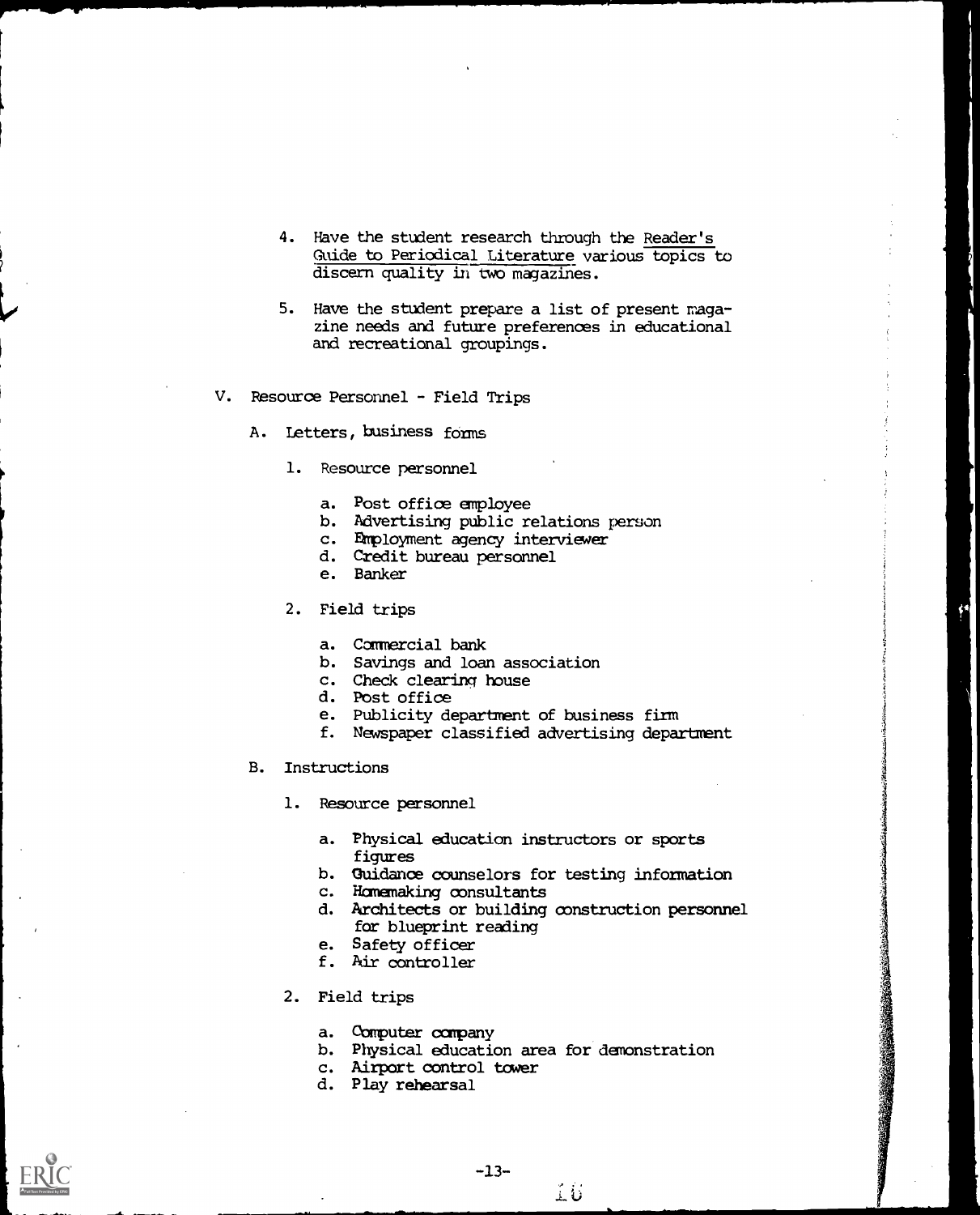4. Have the student research through the Reader's Guide to Periodical Literature various topics to discern quality in two magazines.

5. Have the student prepare a list of present magazine needs and future preferences in educational and recreational groupings.

V. Resource Personnel - Field Trips

   A. Letters, business forms

      1. Resource personnel

         a. Post office employee
         b. Advertising public relations person
         c. Employment agency interviewer
         d. Credit bureau personnel
         e. Banker

      2. Field trips

         a. Commercial bank
         b. Savings and loan association
         c. Check clearing house
         d. Post office
         e. Publicity department of business firm
         f. Newspaper classified advertising department

   B. Instructions

      1. Resource personnel

         a. Physical education instructors or sports figures
         b. Guidance counselors for testing information
         c. Homemaking consultants
         d. Architects or building construction personnel for blueprint reading
         e. Safety officer
         f. Air controller

      2. Field trips

         a. Computer company
         b. Physical education area for demonstration
         c. Airport control tower
         d. Play rehearsal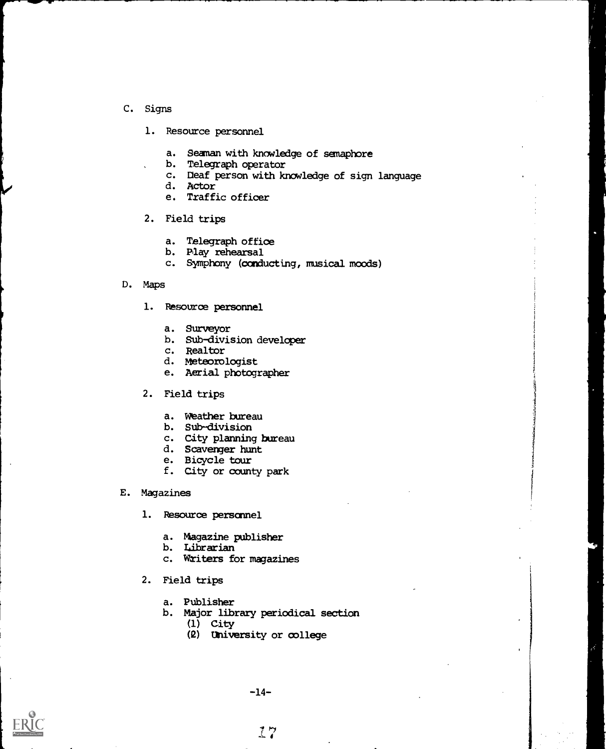C. Signs

1. Resource personnel

   a. Seaman with knowledge of semaphore
   b. Telegraph operator
   c. Deaf person with knowledge of sign language
   d. Actor
   e. Traffic officer

2. Field trips

   a. Telegraph office
   b. Play rehearsal
   c. Symphony (conducting, musical moods)

D. Maps

1. Resource personnel

   a. Surveyor
   b. Sub-division developer
   c. Realtor
   d. Meteorologist
   e. Aerial photographer

2. Field trips

   a. Weather bureau
   b. Sub-division
   c. City planning bureau
   d. Scavenger hunt
   e. Bicycle tour
   f. City or county park

E. Magazines

1. Resource personnel

   a. Magazine publisher
   b. Librarian
   c. Writers for magazines

2. Field trips

   a. Publisher
   b. Major library periodical section
      (1) City
      (2) University or college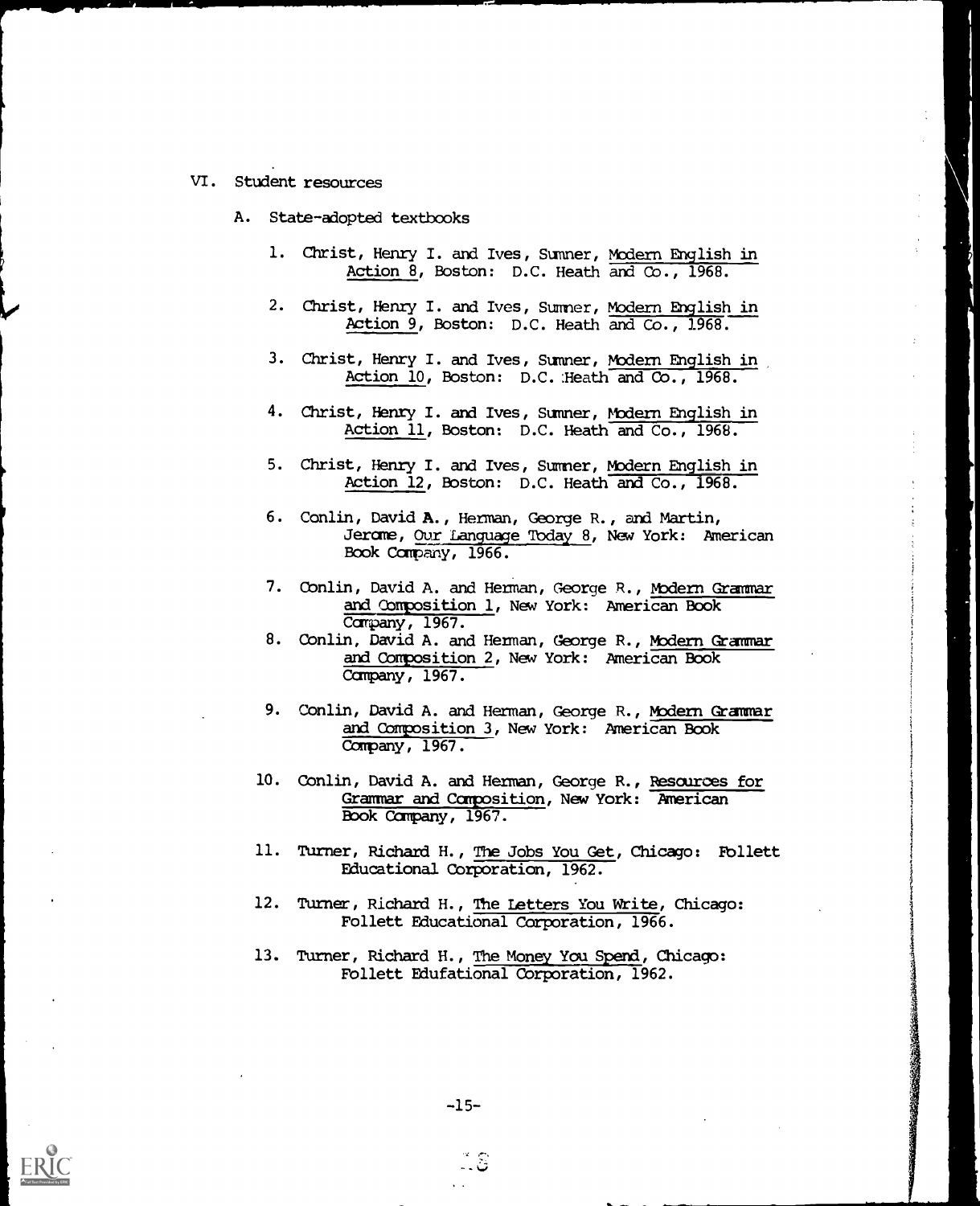VI. Student resources

A. State-adopted textbooks

1. Christ, Henry I. and Ives, Sumner, Modern English in Action 8, Boston: D.C. Heath and Co., 1968.

2. Christ, Henry I. and Ives, Sumner, Modern English in Action 9, Boston: D.C. Heath and Co., 1968.

3. Christ, Henry I. and Ives, Sumner, Modern English in Action 10, Boston: D.C. Heath and Co., 1968.

4. Christ, Henry I. and Ives, Sumner, Modern English in Action 11, Boston: D.C. Heath and Co., 1968.

5. Christ, Henry I. and Ives, Sumner, Modern English in Action 12, Boston: D.C. Heath and Co., 1968.

6. Conlin, David A., Herman, George R., and Martin, Jerome, Our Language Today 8, New York: American Book Company, 1966.

7. Conlin, David A. and Herman, George R., Modern Grammar and Composition 1, New York: American Book Company, 1967.

8. Conlin, David A. and Herman, George R., Modern Grammar and Composition 2, New York: American Book Company, 1967.

9. Conlin, David A. and Herman, George R., Modern Grammar and Composition 3, New York: American Book Company, 1967.

10. Conlin, David A. and Herman, George R., Resources for Grammar and Composition, New York: American Book Company, 1967.

11. Turner, Richard H., The Jobs You Get, Chicago: Follett Educational Corporation, 1962.

12. Turner, Richard H., The Letters You Write, Chicago: Follett Educational Corporation, 1966.

13. Turner, Richard H., The Money You Spend, Chicago: Follett Edufational Corporation, 1962.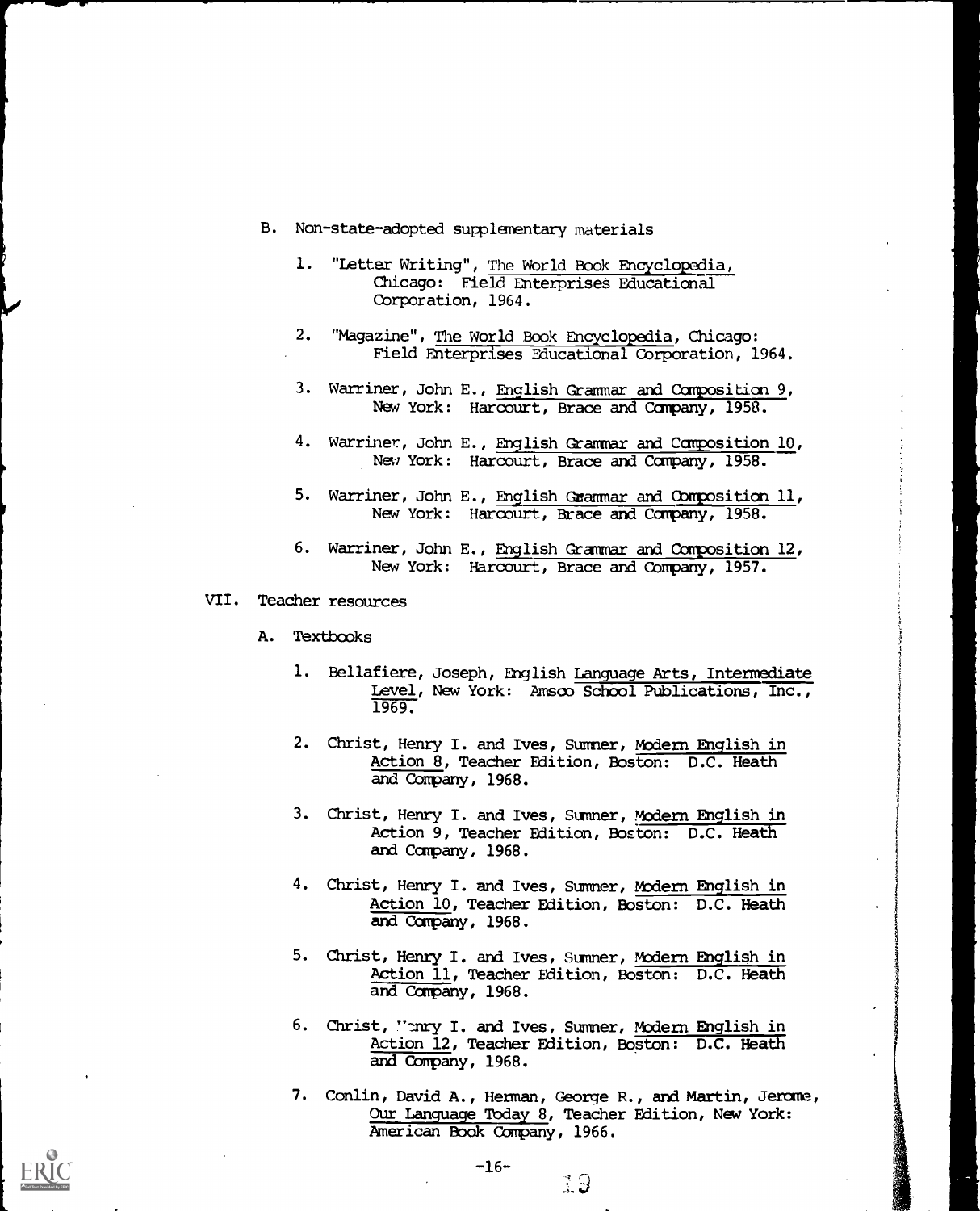B. Non-state-adopted supplementary materials

1. "Letter Writing", The World Book Encyclopedia, Chicago: Field Enterprises Educational Corporation, 1964.

2. "Magazine", The World Book Encyclopedia, Chicago: Field Enterprises Educational Corporation, 1964.

3. Warriner, John E., English Grammar and Composition 9, New York: Harcourt, Brace and Company, 1958.

4. Warriner, John E., English Grammar and Composition 10, New York: Harcourt, Brace and Company, 1958.

5. Warriner, John E., English Grammar and Composition 11, New York: Harcourt, Brace and Company, 1958.

6. Warriner, John E., English Grammar and Composition 12, New York: Harcourt, Brace and Company, 1957.

VII. Teacher resources

A. Textbooks

1. Bellafiere, Joseph, English Language Arts, Intermediate Level, New York: Amsco School Publications, Inc., 1969.

2. Christ, Henry I. and Ives, Sumner, Modern English in Action 8, Teacher Edition, Boston: D.C. Heath and Company, 1968.

3. Christ, Henry I. and Ives, Sumner, Modern English in Action 9, Teacher Edition, Boston: D.C. Heath and Company, 1968.

4. Christ, Henry I. and Ives, Sumner, Modern English in Action 10, Teacher Edition, Boston: D.C. Heath and Company, 1968.

5. Christ, Henry I. and Ives, Sumner, Modern English in Action 11, Teacher Edition, Boston: D.C. Heath and Company, 1968.

6. Christ, Henry I. and Ives, Sumner, Modern English in Action 12, Teacher Edition, Boston: D.C. Heath and Company, 1968.

7. Conlin, David A., Herman, George R., and Martin, Jerome, Our Language Today 8, Teacher Edition, New York: American Book Company, 1966.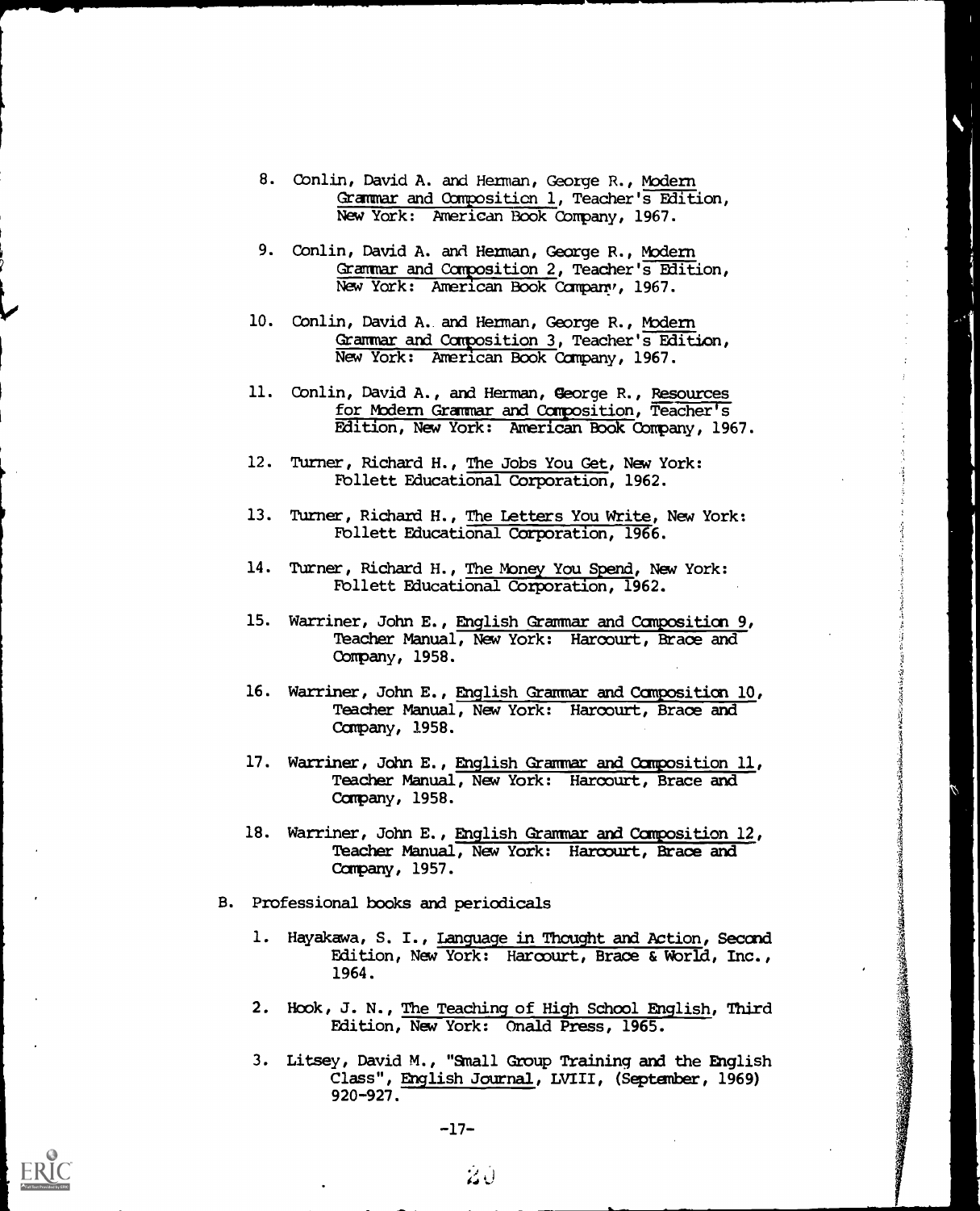8. Conlin, David A. and Herman, George R., Modern Grammar and Composition 1, Teacher's Edition, New York: American Book Company, 1967.

9. Conlin, David A. and Herman, George R., Modern Grammar and Composition 2, Teacher's Edition, New York: American Book Company, 1967.

10. Conlin, David A. and Herman, George R., Modern Grammar and Composition 3, Teacher's Edition, New York: American Book Company, 1967.

11. Conlin, David A., and Herman, George R., Resources for Modern Grammar and Composition, Teacher's Edition, New York: American Book Company, 1967.

12. Turner, Richard H., The Jobs You Get, New York: Follett Educational Corporation, 1962.

13. Turner, Richard H., The Letters You Write, New York: Follett Educational Corporation, 1966.

14. Turner, Richard H., The Money You Spend, New York: Follett Educational Corporation, 1962.

15. Warriner, John E., English Grammar and Composition 9, Teacher Manual, New York: Harcourt, Brace and Company, 1958.

16. Warriner, John E., English Grammar and Composition 10, Teacher Manual, New York: Harcourt, Brace and Company, 1958.

17. Warriner, John E., English Grammar and Composition 11, Teacher Manual, New York: Harcourt, Brace and Company, 1958.

18. Warriner, John E., English Grammar and Composition 12, Teacher Manual, New York: Harcourt, Brace and Company, 1957.

B. Professional books and periodicals

1. Hayakawa, S. I., Language in Thought and Action, Second Edition, New York: Harcourt, Brace & World, Inc., 1964.

2. Hook, J. N., The Teaching of High School English, Third Edition, New York: Onald Press, 1965.

3. Litsey, David M., "Small Group Training and the English Class", English Journal, LVIII, (September, 1969) 920-927.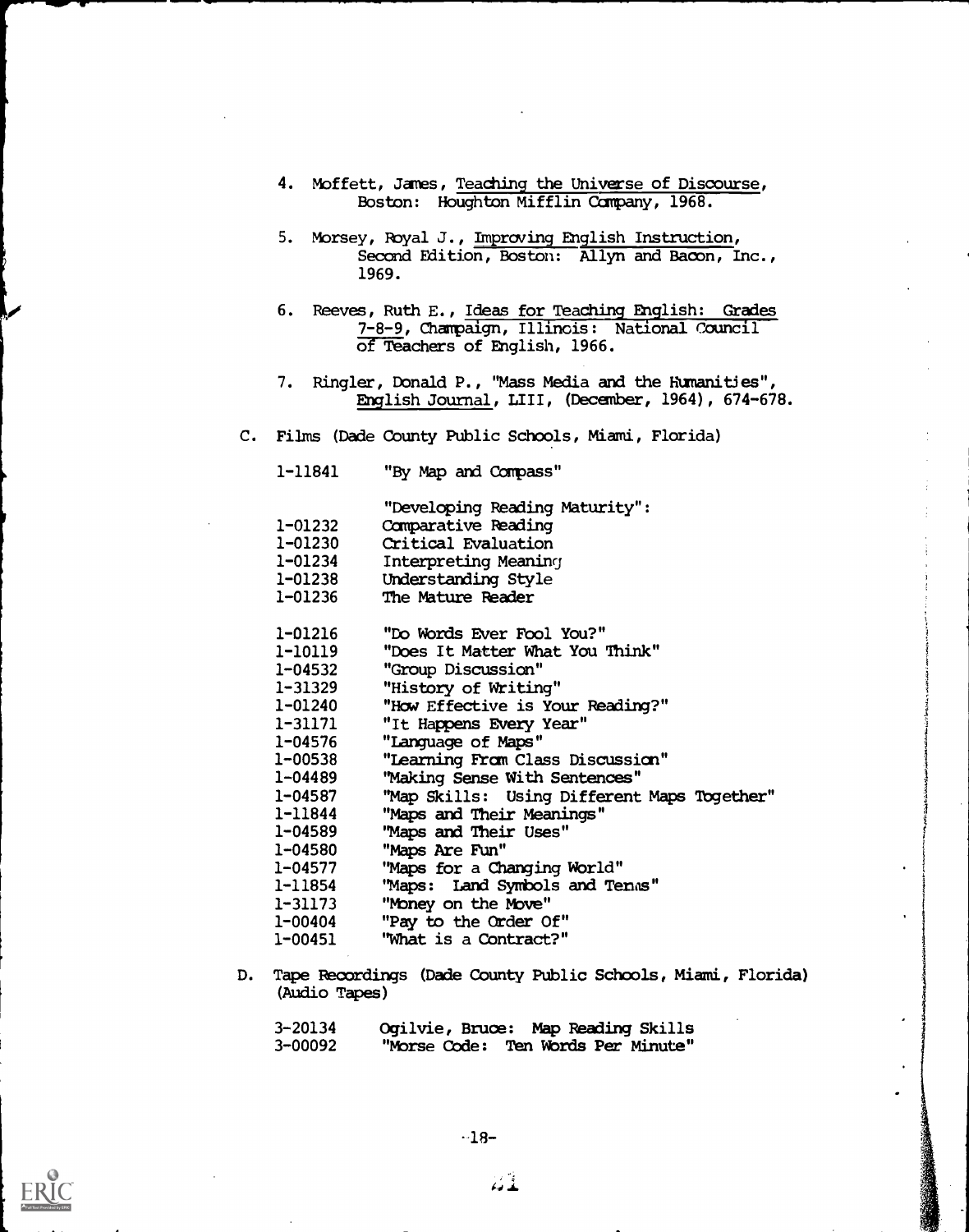4. Moffett, James, Teaching the Universe of Discourse, Boston: Houghton Mifflin Company, 1968.

5. Morsey, Royal J., Improving English Instruction, Second Edition, Boston: Allyn and Bacon, Inc., 1969.

6. Reeves, Ruth E., Ideas for Teaching English: Grades 7-8-9, Champaign, Illinois: National Council of Teachers of English, 1966.

7. Ringler, Donald P., "Mass Media and the Humanities", English Journal, LIII, (December, 1964), 674-678.

C. Films (Dade County Public Schools, Miami, Florida)

| | |
|---|---|
| 1-11841 | "By Map and Compass" |
| | "Developing Reading Maturity": |
| 1-01232 | Comparative Reading |
| 1-01230 | Critical Evaluation |
| 1-01234 | Interpreting Meaning |
| 1-01238 | Understanding Style |
| 1-01236 | The Mature Reader |
| 1-01216 | "Do Words Ever Fool You?" |
| 1-10119 | "Does It Matter What You Think" |
| 1-04532 | "Group Discussion" |
| 1-31329 | "History of Writing" |
| 1-01240 | "How Effective is Your Reading?" |
| 1-31171 | "It Happens Every Year" |
| 1-04576 | "Language of Maps" |
| 1-00538 | "Learning From Class Discussion" |
| 1-04489 | "Making Sense With Sentences" |
| 1-04587 | "Map Skills: Using Different Maps Together" |
| 1-11844 | "Maps and Their Meanings" |
| 1-04589 | "Maps and Their Uses" |
| 1-04580 | "Maps Are Fun" |
| 1-04577 | "Maps for a Changing World" |
| 1-11854 | "Maps: Land Symbols and Terms" |
| 1-31173 | "Money on the Move" |
| 1-00404 | "Pay to the Order Of" |
| 1-00451 | "What is a Contract?" |

D. Tape Recordings (Dade County Public Schools, Miami, Florida) (Audio Tapes)

| | |
|---|---|
| 3-20134 | Ogilvie, Bruce: Map Reading Skills |
| 3-00092 | "Morse Code: Ten Words Per Minute" |